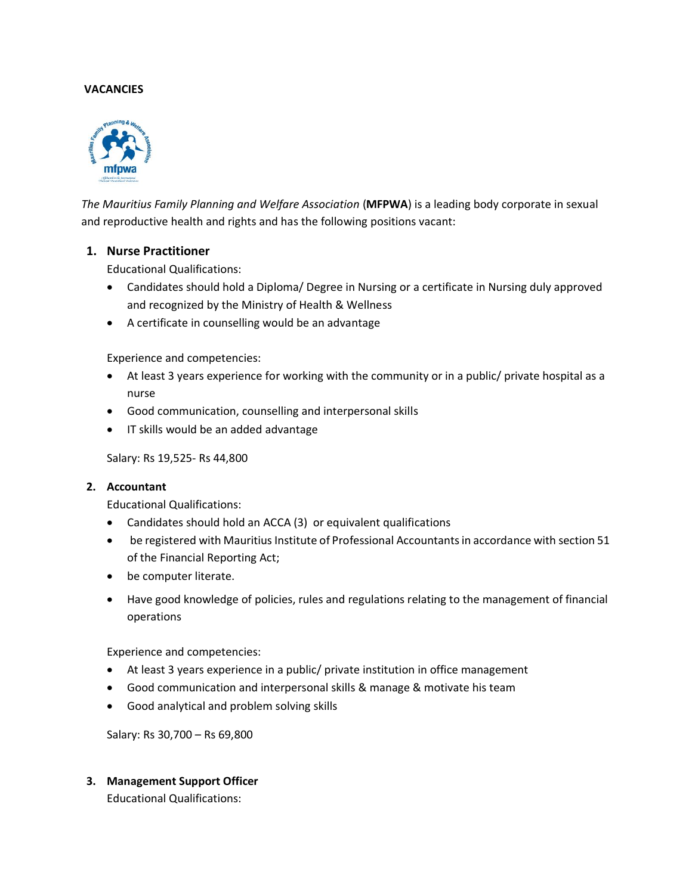**VACANCIES**

*The Mauritius Family Planning and Welfare Association* (**MFPWA**) is a leading body corporate in sexual and reproductive health and rights and has the following positions vacant:

### 1. Nurse Practitioner

Educational Qualifications:

- Candidates should hold a Diploma/ Degree in Nursing or a certificate in Nursing duly approved and recognized by the Ministry of Health & Wellness
- A certificate in counselling would be an advantage

Experience and competencies:

- At least 3 years experience for working with the community or in a public/ private hospital as a nurse
- Good communication, counselling and interpersonal skills
- IT skills would be an added advantage

Salary: Rs 19,525- Rs 44,800

### 2. Accountant

Educational Qualifications:

- Candidates should hold an ACCA (3) or equivalent qualifications
- be registered with Mauritius Institute of Professional Accountants in accordance with section 51 of the Financial Reporting Act;
- be computer literate.
- Have good knowledge of policies, rules and regulations relating to the management of financial operations

Experience and competencies:

- At least 3 years experience in a public/ private institution in office management
- Good communication and interpersonal skills & manage & motivate his team
- Good analytical and problem solving skills

Salary: Rs 30,700 – Rs 69,800

### 3. Management Support Officer

Educational Qualifications: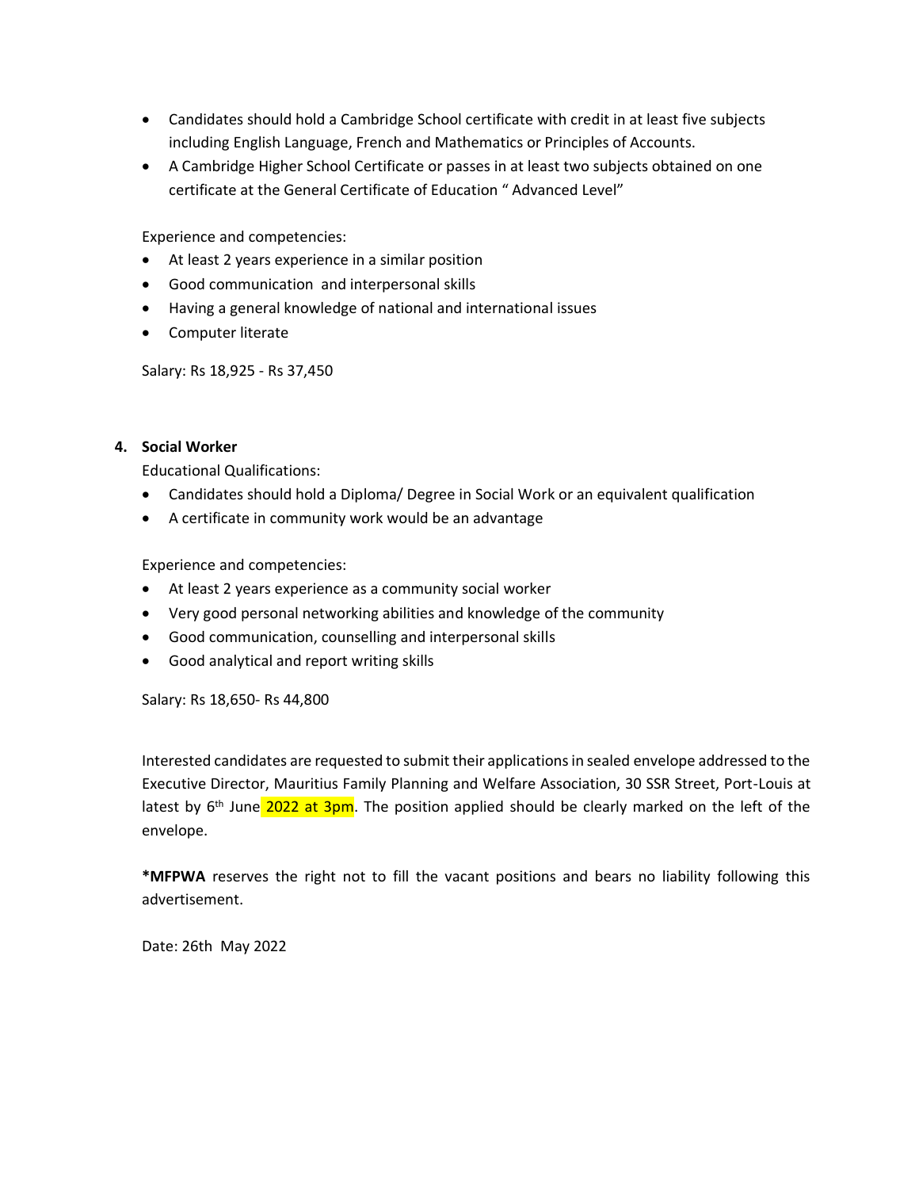- Candidates should hold a Cambridge School certificate with credit in at least five subjects including English Language, French and Mathematics or Principles of Accounts.
- A Cambridge Higher School Certificate or passes in at least two subjects obtained on one certificate at the General Certificate of Education " Advanced Level"

Experience and competencies:

- At least 2 years experience in a similar position
- Good communication and interpersonal skills
- Having a general knowledge of national and international issues
- Computer literate

Salary: Rs 18,925 - Rs 37,450

**4. Social Worker**

Educational Qualifications:

- Candidates should hold a Diploma/ Degree in Social Work or an equivalent qualification
- A certificate in community work would be an advantage

Experience and competencies:

- At least 2 years experience as a community social worker
- Very good personal networking abilities and knowledge of the community
- Good communication, counselling and interpersonal skills
- Good analytical and report writing skills

Salary: Rs 18,650- Rs 44,800

Interested candidates are requested to submit their applications in sealed envelope addressed to the Executive Director, Mauritius Family Planning and Welfare Association, 30 SSR Street, Port-Louis at latest by 6th June 2022 at 3pm. The position applied should be clearly marked on the left of the envelope.

***MFPWA** reserves the right not to fill the vacant positions and bears no liability following this advertisement.

Date: 26th May 2022